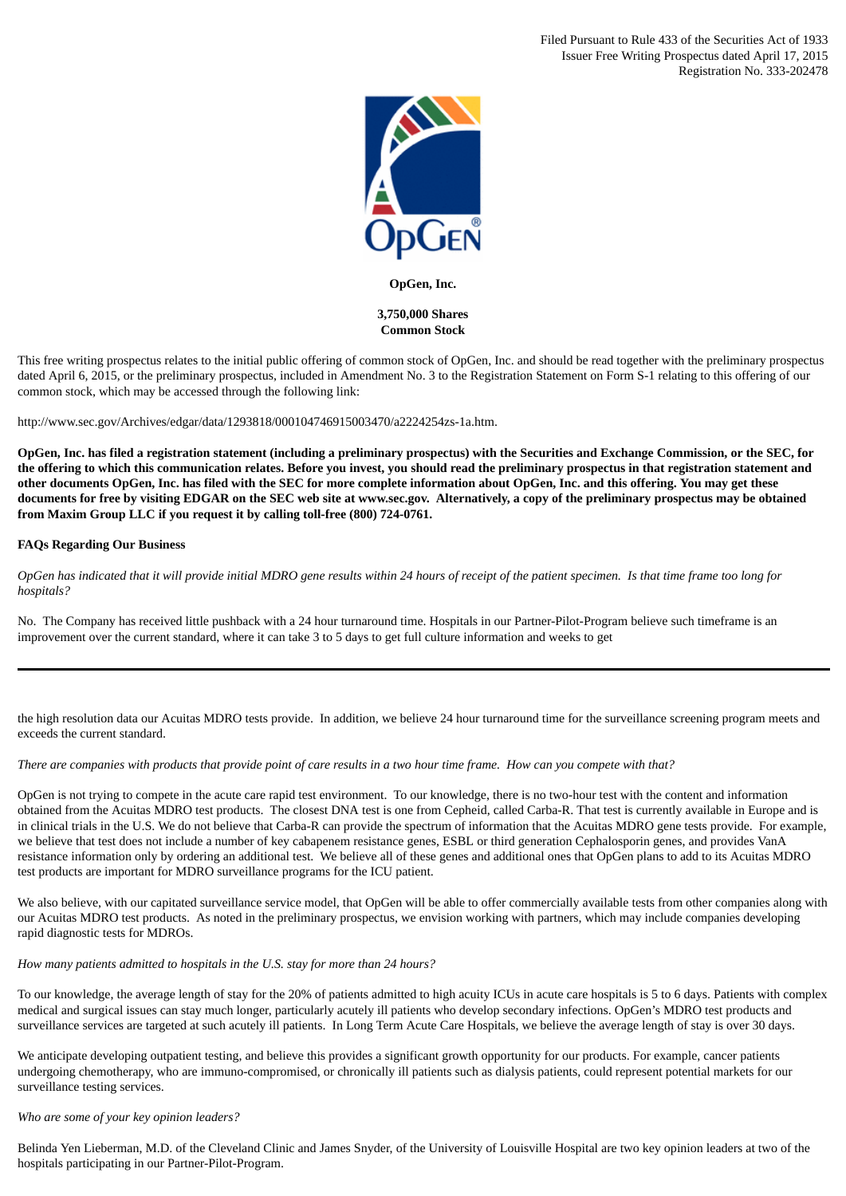Filed Pursuant to Rule 433 of the Securities Act of 1933
Issuer Free Writing Prospectus dated April 17, 2015
Registration No. 333-202478

**OpGen, Inc.**

**3,750,000 Shares**
**Common Stock**

This free writing prospectus relates to the initial public offering of common stock of OpGen, Inc. and should be read together with the preliminary prospectus dated April 6, 2015, or the preliminary prospectus, included in Amendment No. 3 to the Registration Statement on Form S-1 relating to this offering of our common stock, which may be accessed through the following link:

http://www.sec.gov/Archives/edgar/data/1293818/000104746915003470/a2224254zs-1a.htm.

**OpGen, Inc. has filed a registration statement (including a preliminary prospectus) with the Securities and Exchange Commission, or the SEC, for the offering to which this communication relates. Before you invest, you should read the preliminary prospectus in that registration statement and other documents OpGen, Inc. has filed with the SEC for more complete information about OpGen, Inc. and this offering. You may get these documents for free by visiting EDGAR on the SEC web site at www.sec.gov. Alternatively, a copy of the preliminary prospectus may be obtained from Maxim Group LLC if you request it by calling toll-free (800) 724-0761.**

**FAQs Regarding Our Business**

*OpGen has indicated that it will provide initial MDRO gene results within 24 hours of receipt of the patient specimen. Is that time frame too long for hospitals?*

No. The Company has received little pushback with a 24 hour turnaround time. Hospitals in our Partner-Pilot-Program believe such timeframe is an improvement over the current standard, where it can take 3 to 5 days to get full culture information and weeks to get the high resolution data our Acuitas MDRO tests provide. In addition, we believe 24 hour turnaround time for the surveillance screening program meets and exceeds the current standard.

*There are companies with products that provide point of care results in a two hour time frame. How can you compete with that?*

OpGen is not trying to compete in the acute care rapid test environment. To our knowledge, there is no two-hour test with the content and information obtained from the Acuitas MDRO test products. The closest DNA test is one from Cepheid, called Carba-R. That test is currently available in Europe and is in clinical trials in the U.S. We do not believe that Carba-R can provide the spectrum of information that the Acuitas MDRO gene tests provide. For example, we believe that test does not include a number of key cabapenem resistance genes, ESBL or third generation Cephalosporin genes, and provides VanA resistance information only by ordering an additional test. We believe all of these genes and additional ones that OpGen plans to add to its Acuitas MDRO test products are important for MDRO surveillance programs for the ICU patient.

We also believe, with our capitated surveillance service model, that OpGen will be able to offer commercially available tests from other companies along with our Acuitas MDRO test products. As noted in the preliminary prospectus, we envision working with partners, which may include companies developing rapid diagnostic tests for MDROs.

*How many patients admitted to hospitals in the U.S. stay for more than 24 hours?*

To our knowledge, the average length of stay for the 20% of patients admitted to high acuity ICUs in acute care hospitals is 5 to 6 days. Patients with complex medical and surgical issues can stay much longer, particularly acutely ill patients who develop secondary infections. OpGen's MDRO test products and surveillance services are targeted at such acutely ill patients. In Long Term Acute Care Hospitals, we believe the average length of stay is over 30 days.

We anticipate developing outpatient testing, and believe this provides a significant growth opportunity for our products. For example, cancer patients undergoing chemotherapy, who are immuno-compromised, or chronically ill patients such as dialysis patients, could represent potential markets for our surveillance testing services.

*Who are some of your key opinion leaders?*

Belinda Yen Lieberman, M.D. of the Cleveland Clinic and James Snyder, of the University of Louisville Hospital are two key opinion leaders at two of the hospitals participating in our Partner-Pilot-Program.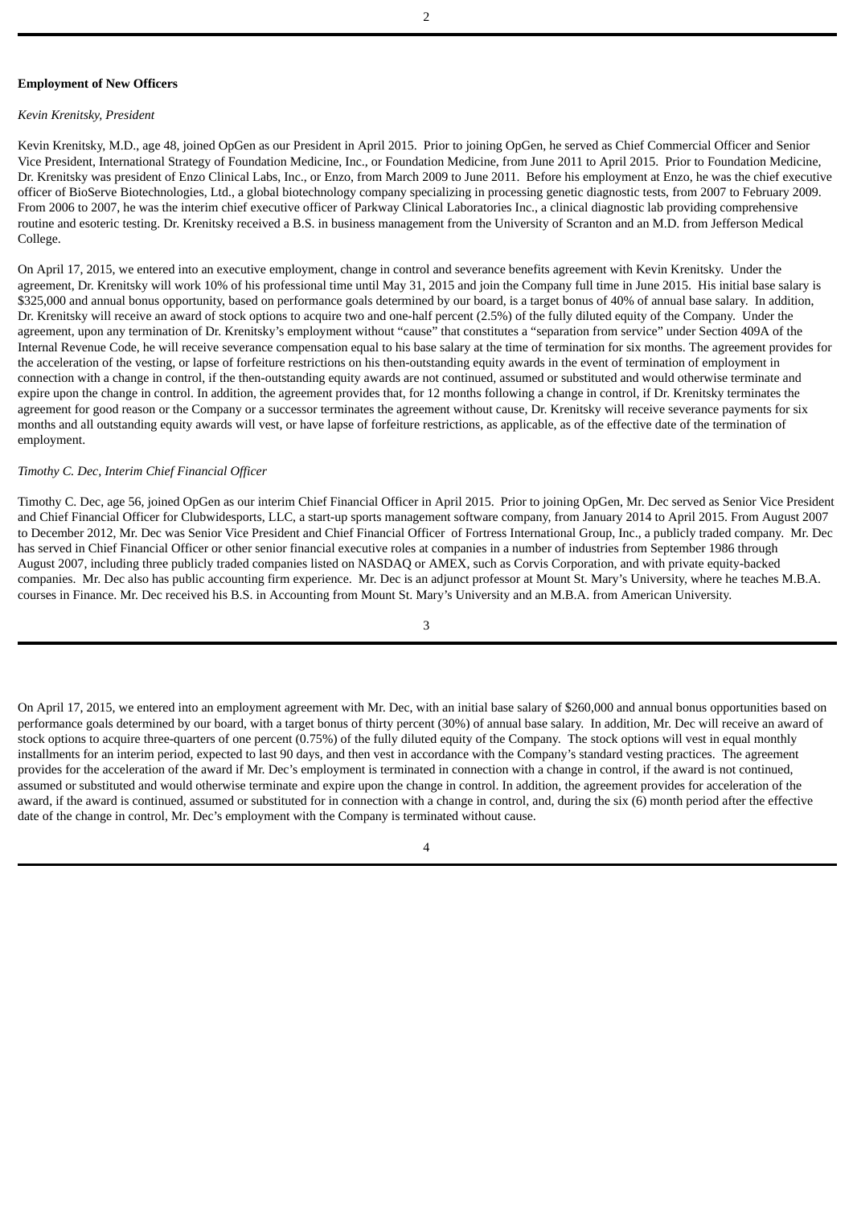**Employment of New Officers**

*Kevin Krenitsky, President*

Kevin Krenitsky, M.D., age 48, joined OpGen as our President in April 2015. Prior to joining OpGen, he served as Chief Commercial Officer and Senior Vice President, International Strategy of Foundation Medicine, Inc., or Foundation Medicine, from June 2011 to April 2015. Prior to Foundation Medicine, Dr. Krenitsky was president of Enzo Clinical Labs, Inc., or Enzo, from March 2009 to June 2011. Before his employment at Enzo, he was the chief executive officer of BioServe Biotechnologies, Ltd., a global biotechnology company specializing in processing genetic diagnostic tests, from 2007 to February 2009. From 2006 to 2007, he was the interim chief executive officer of Parkway Clinical Laboratories Inc., a clinical diagnostic lab providing comprehensive routine and esoteric testing. Dr. Krenitsky received a B.S. in business management from the University of Scranton and an M.D. from Jefferson Medical College.

On April 17, 2015, we entered into an executive employment, change in control and severance benefits agreement with Kevin Krenitsky. Under the agreement, Dr. Krenitsky will work 10% of his professional time until May 31, 2015 and join the Company full time in June 2015. His initial base salary is $325,000 and annual bonus opportunity, based on performance goals determined by our board, is a target bonus of 40% of annual base salary. In addition, Dr. Krenitsky will receive an award of stock options to acquire two and one-half percent (2.5%) of the fully diluted equity of the Company. Under the agreement, upon any termination of Dr. Krenitsky's employment without "cause" that constitutes a "separation from service" under Section 409A of the Internal Revenue Code, he will receive severance compensation equal to his base salary at the time of termination for six months. The agreement provides for the acceleration of the vesting, or lapse of forfeiture restrictions on his then-outstanding equity awards in the event of termination of employment in connection with a change in control, if the then-outstanding equity awards are not continued, assumed or substituted and would otherwise terminate and expire upon the change in control. In addition, the agreement provides that, for 12 months following a change in control, if Dr. Krenitsky terminates the agreement for good reason or the Company or a successor terminates the agreement without cause, Dr. Krenitsky will receive severance payments for six months and all outstanding equity awards will vest, or have lapse of forfeiture restrictions, as applicable, as of the effective date of the termination of employment.

*Timothy C. Dec, Interim Chief Financial Officer*

Timothy C. Dec, age 56, joined OpGen as our interim Chief Financial Officer in April 2015. Prior to joining OpGen, Mr. Dec served as Senior Vice President and Chief Financial Officer for Clubwidesports, LLC, a start-up sports management software company, from January 2014 to April 2015. From August 2007 to December 2012, Mr. Dec was Senior Vice President and Chief Financial Officer of Fortress International Group, Inc., a publicly traded company. Mr. Dec has served in Chief Financial Officer or other senior financial executive roles at companies in a number of industries from September 1986 through August 2007, including three publicly traded companies listed on NASDAQ or AMEX, such as Corvis Corporation, and with private equity-backed companies. Mr. Dec also has public accounting firm experience. Mr. Dec is an adjunct professor at Mount St. Mary's University, where he teaches M.B.A. courses in Finance. Mr. Dec received his B.S. in Accounting from Mount St. Mary's University and an M.B.A. from American University.

On April 17, 2015, we entered into an employment agreement with Mr. Dec, with an initial base salary of $260,000 and annual bonus opportunities based on performance goals determined by our board, with a target bonus of thirty percent (30%) of annual base salary. In addition, Mr. Dec will receive an award of stock options to acquire three-quarters of one percent (0.75%) of the fully diluted equity of the Company. The stock options will vest in equal monthly installments for an interim period, expected to last 90 days, and then vest in accordance with the Company's standard vesting practices. The agreement provides for the acceleration of the award if Mr. Dec's employment is terminated in connection with a change in control, if the award is not continued, assumed or substituted and would otherwise terminate and expire upon the change in control. In addition, the agreement provides for acceleration of the award, if the award is continued, assumed or substituted for in connection with a change in control, and, during the six (6) month period after the effective date of the change in control, Mr. Dec's employment with the Company is terminated without cause.